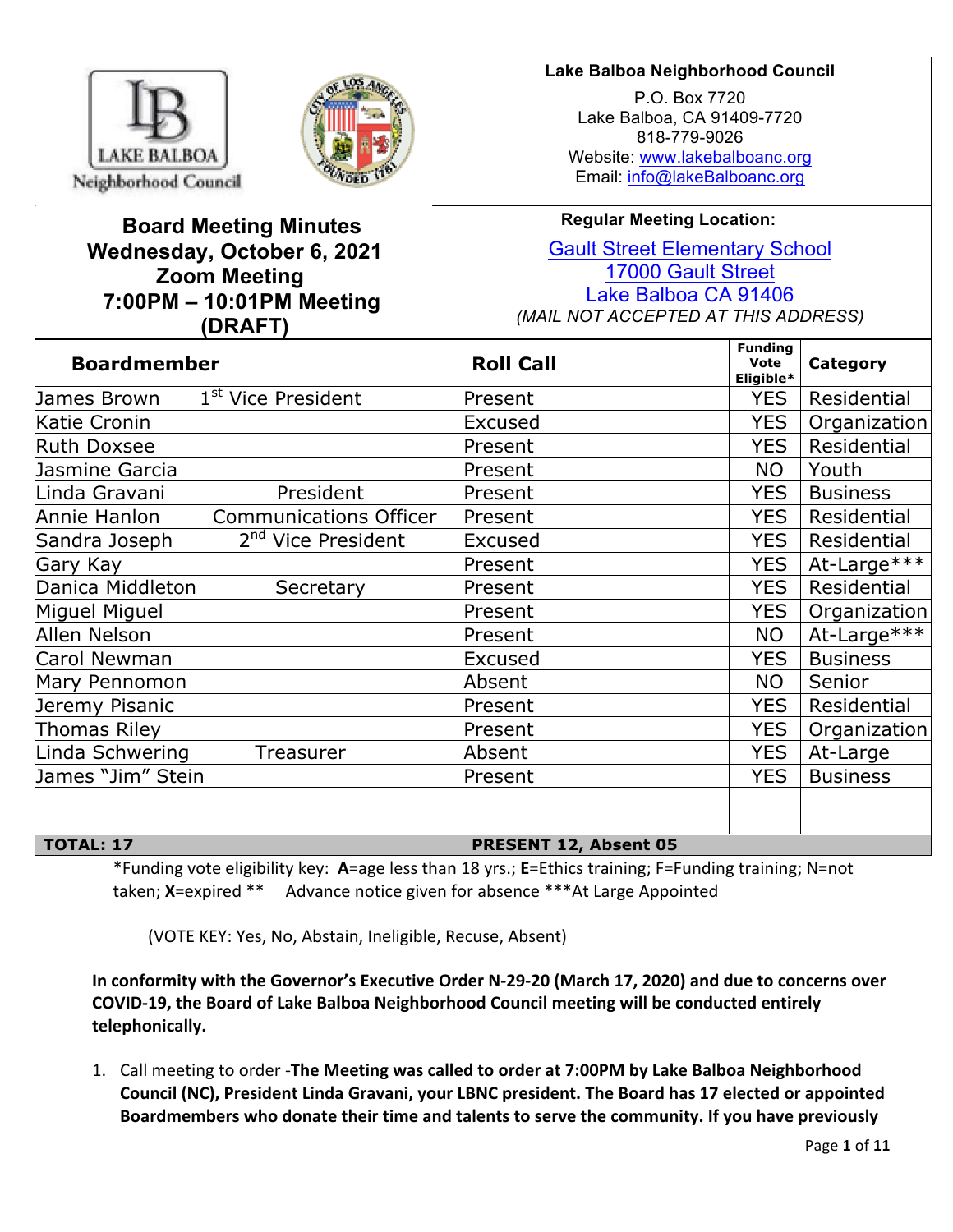**Lake Balboa Neighborhood Council**
P.O. Box 7720
Lake Balboa, CA 91409-7720
818-779-9026
Website: www.lakebalboanc.org
Email: info@lakeBalboanc.org

# Board Meeting Minutes
## Wednesday, October 6, 2021
## Zoom Meeting
## 7:00PM – 10:01PM Meeting
## (DRAFT)

**Regular Meeting Location:**
Gault Street Elementary School
17000 Gault Street
Lake Balboa CA 91406
*(MAIL NOT ACCEPTED AT THIS ADDRESS)*

| Boardmember | Roll Call | Funding Vote Eligible* | Category |
|---|---|---|---|
| James Brown 1st Vice President | Present | YES | Residential |
| Katie Cronin | Excused | YES | Organization |
| Ruth Doxsee | Present | YES | Residential |
| Jasmine Garcia | Present | NO | Youth |
| Linda Gravani President | Present | YES | Business |
| Annie Hanlon Communications Officer | Present | YES | Residential |
| Sandra Joseph 2nd Vice President | Excused | YES | Residential |
| Gary Kay | Present | YES | At-Large*** |
| Danica Middleton Secretary | Present | YES | Residential |
| Miguel Miguel | Present | YES | Organization |
| Allen Nelson | Present | NO | At-Large*** |
| Carol Newman | Excused | YES | Business |
| Mary Pennomon | Absent | NO | Senior |
| Jeremy Pisanic | Present | YES | Residential |
| Thomas Riley | Present | YES | Organization |
| Linda Schwering Treasurer | Absent | YES | At-Large |
| James "Jim" Stein | Present | YES | Business |
| | | | |
| | | | |
| **TOTAL: 17** | **PRESENT 12, Absent 05** | | |

*Funding vote eligibility key: **A**=age less than 18 yrs.; **E**=Ethics training; **F**=Funding training; **N**=not taken; **X**=expired ** Advance notice given for absence ***At Large Appointed

(VOTE KEY: Yes, No, Abstain, Ineligible, Recuse, Absent)

**In conformity with the Governor's Executive Order N-29-20 (March 17, 2020) and due to concerns over COVID-19, the Board of Lake Balboa Neighborhood Council meeting will be conducted entirely telephonically.**

1. Call meeting to order -**The Meeting was called to order at 7:00PM by Lake Balboa Neighborhood Council (NC), President Linda Gravani, your LBNC president. The Board has 17 elected or appointed Boardmembers who donate their time and talents to serve the community. If you have previously**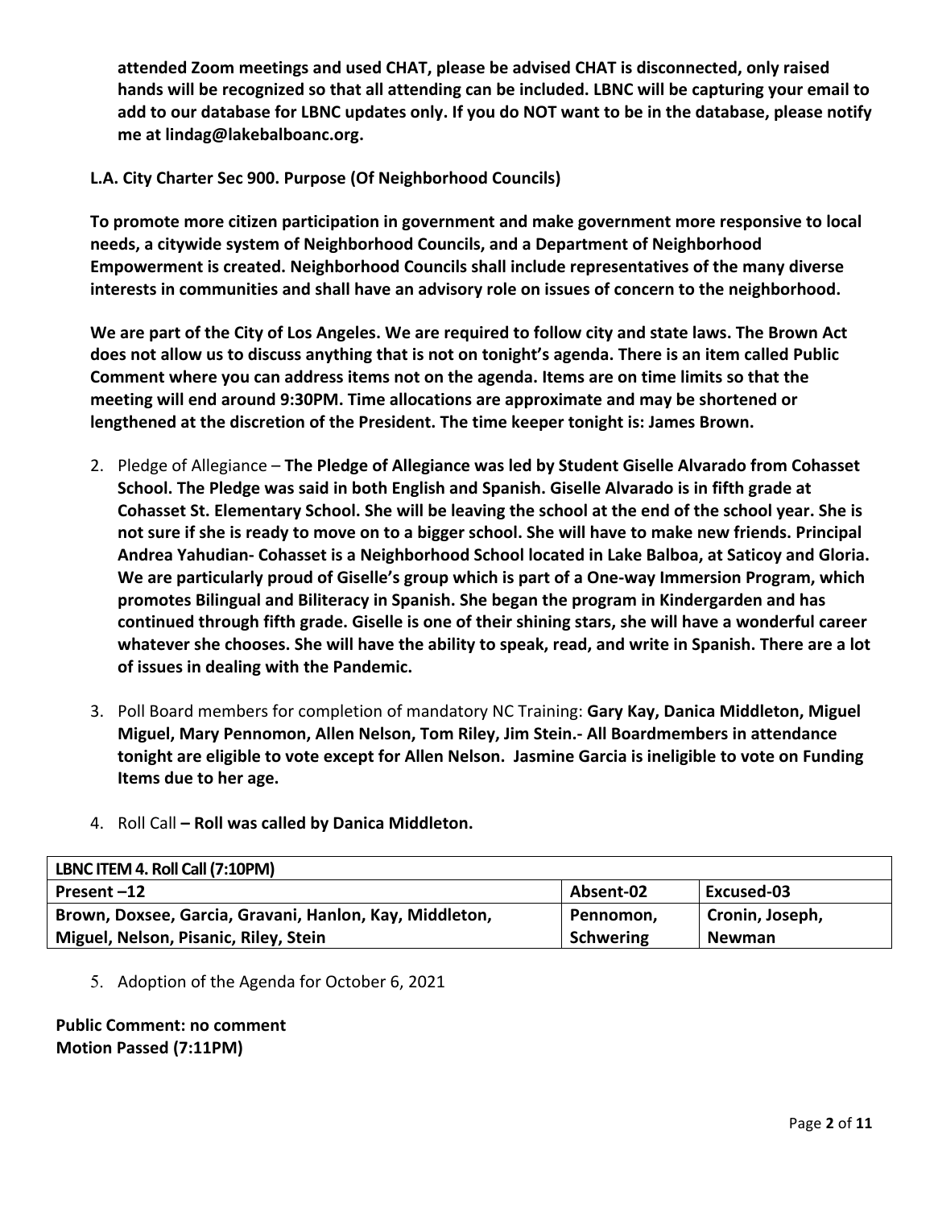**attended Zoom meetings and used CHAT, please be advised CHAT is disconnected, only raised hands will be recognized so that all attending can be included. LBNC will be capturing your email to add to our database for LBNC updates only. If you do NOT want to be in the database, please notify me at lindag@lakebalboanc.org.**

**L.A. City Charter Sec 900. Purpose (Of Neighborhood Councils)**

**To promote more citizen participation in government and make government more responsive to local needs, a citywide system of Neighborhood Councils, and a Department of Neighborhood Empowerment is created. Neighborhood Councils shall include representatives of the many diverse interests in communities and shall have an advisory role on issues of concern to the neighborhood.**

**We are part of the City of Los Angeles. We are required to follow city and state laws. The Brown Act does not allow us to discuss anything that is not on tonight's agenda. There is an item called Public Comment where you can address items not on the agenda. Items are on time limits so that the meeting will end around 9:30PM. Time allocations are approximate and may be shortened or lengthened at the discretion of the President. The time keeper tonight is: James Brown.**

2. Pledge of Allegiance – **The Pledge of Allegiance was led by Student Giselle Alvarado from Cohasset School. The Pledge was said in both English and Spanish. Giselle Alvarado is in fifth grade at Cohasset St. Elementary School. She will be leaving the school at the end of the school year. She is not sure if she is ready to move on to a bigger school. She will have to make new friends. Principal Andrea Yahudian- Cohasset is a Neighborhood School located in Lake Balboa, at Saticoy and Gloria. We are particularly proud of Giselle's group which is part of a One-way Immersion Program, which promotes Bilingual and Biliteracy in Spanish. She began the program in Kindergarden and has continued through fifth grade. Giselle is one of their shining stars, she will have a wonderful career whatever she chooses. She will have the ability to speak, read, and write in Spanish. There are a lot of issues in dealing with the Pandemic.**

3. Poll Board members for completion of mandatory NC Training: **Gary Kay, Danica Middleton, Miguel Miguel, Mary Pennomon, Allen Nelson, Tom Riley, Jim Stein.- All Boardmembers in attendance tonight are eligible to vote except for Allen Nelson. Jasmine Garcia is ineligible to vote on Funding Items due to her age.**

4. Roll Call **– Roll was called by Danica Middleton.**

| LBNC ITEM 4. Roll Call (7:10PM) | | |
|---|---|---|
| **Present –12** | **Absent-02** | **Excused-03** |
| **Brown, Doxsee, Garcia, Gravani, Hanlon, Kay, Middleton, Miguel, Nelson, Pisanic, Riley, Stein** | **Pennomon, Schwering** | **Cronin, Joseph, Newman** |

5. Adoption of the Agenda for October 6, 2021

**Public Comment: no comment**
**Motion Passed (7:11PM)**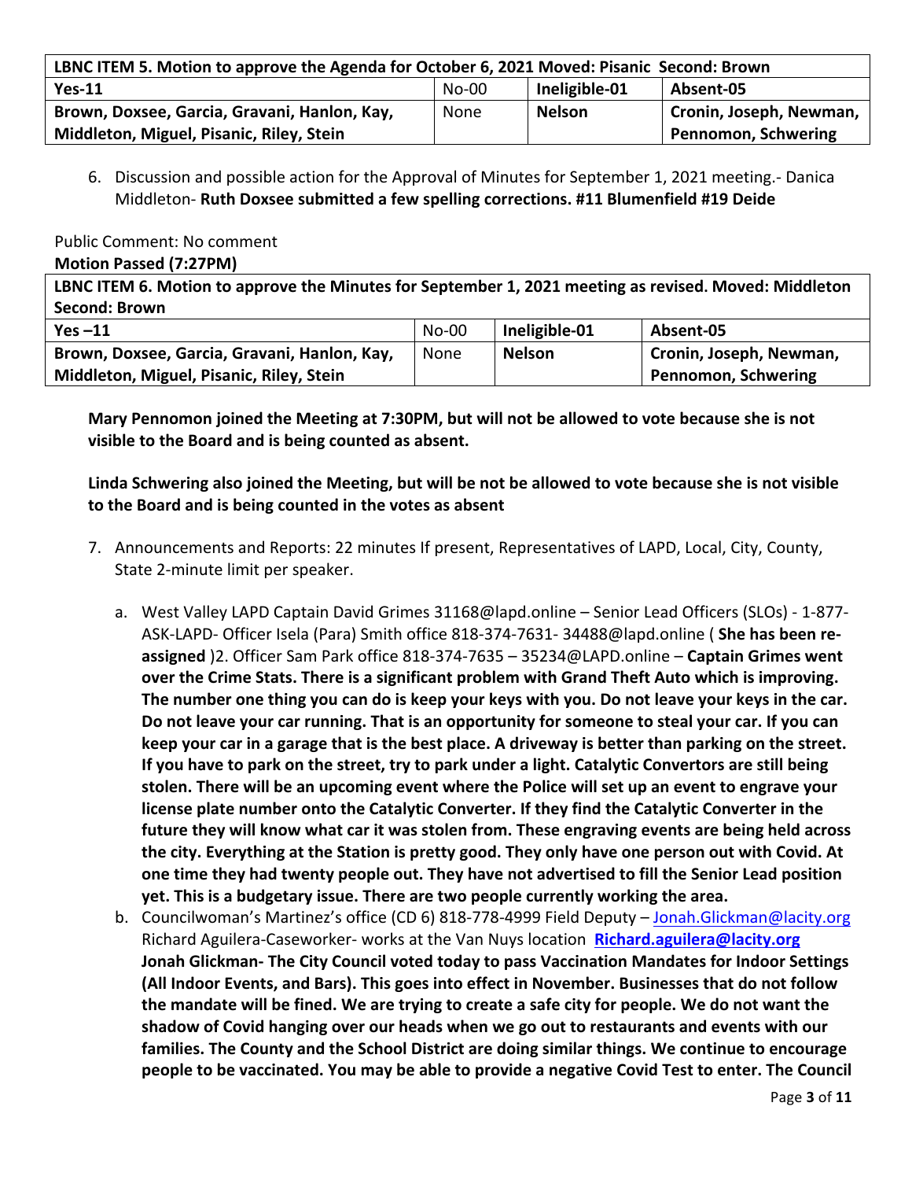| LBNC ITEM 5. Motion to approve the Agenda for October 6, 2021 Moved: Pisanic Second: Brown | | | |
|---|---|---|---|
| **Yes-11** | No-00 | **Ineligible-01** | **Absent-05** |
| **Brown, Doxsee, Garcia, Gravani, Hanlon, Kay, Middleton, Miguel, Pisanic, Riley, Stein** | None | **Nelson** | **Cronin, Joseph, Newman, Pennomon, Schwering** |

6. Discussion and possible action for the Approval of Minutes for September 1, 2021 meeting.- Danica Middleton- **Ruth Doxsee submitted a few spelling corrections. #11 Blumenfield #19 Deide**

Public Comment: No comment

**Motion Passed (7:27PM)**

| LBNC ITEM 6. Motion to approve the Minutes for September 1, 2021 meeting as revised. Moved: Middleton Second: Brown | | | |
|---|---|---|---|
| **Yes –11** | No-00 | **Ineligible-01** | **Absent-05** |
| **Brown, Doxsee, Garcia, Gravani, Hanlon, Kay, Middleton, Miguel, Pisanic, Riley, Stein** | None | **Nelson** | **Cronin, Joseph, Newman, Pennomon, Schwering** |

**Mary Pennomon joined the Meeting at 7:30PM, but will not be allowed to vote because she is not visible to the Board and is being counted as absent.**

**Linda Schwering also joined the Meeting, but will be not be allowed to vote because she is not visible to the Board and is being counted in the votes as absent**

7. Announcements and Reports: 22 minutes If present, Representatives of LAPD, Local, City, County, State 2-minute limit per speaker.
   a. West Valley LAPD Captain David Grimes 31168@lapd.online – Senior Lead Officers (SLOs) - 1-877-ASK-LAPD- Officer Isela (Para) Smith office 818-374-7631- 34488@lapd.online ( **She has been re-assigned** )2. Officer Sam Park office 818-374-7635 – 35234@LAPD.online – **Captain Grimes went over the Crime Stats. There is a significant problem with Grand Theft Auto which is improving. The number one thing you can do is keep your keys with you. Do not leave your keys in the car. Do not leave your car running. That is an opportunity for someone to steal your car. If you can keep your car in a garage that is the best place. A driveway is better than parking on the street. If you have to park on the street, try to park under a light. Catalytic Convertors are still being stolen. There will be an upcoming event where the Police will set up an event to engrave your license plate number onto the Catalytic Converter. If they find the Catalytic Converter in the future they will know what car it was stolen from. These engraving events are being held across the city. Everything at the Station is pretty good. They only have one person out with Covid. At one time they had twenty people out. They have not advertised to fill the Senior Lead position yet. This is a budgetary issue. There are two people currently working the area.**
   b. Councilwoman's Martinez's office (CD 6) 818-778-4999 Field Deputy – Jonah.Glickman@lacity.org Richard Aguilera-Caseworker- works at the Van Nuys location **Richard.aguilera@lacity.org Jonah Glickman- The City Council voted today to pass Vaccination Mandates for Indoor Settings (All Indoor Events, and Bars). This goes into effect in November. Businesses that do not follow the mandate will be fined. We are trying to create a safe city for people. We do not want the shadow of Covid hanging over our heads when we go out to restaurants and events with our families. The County and the School District are doing similar things. We continue to encourage people to be vaccinated. You may be able to provide a negative Covid Test to enter. The Council**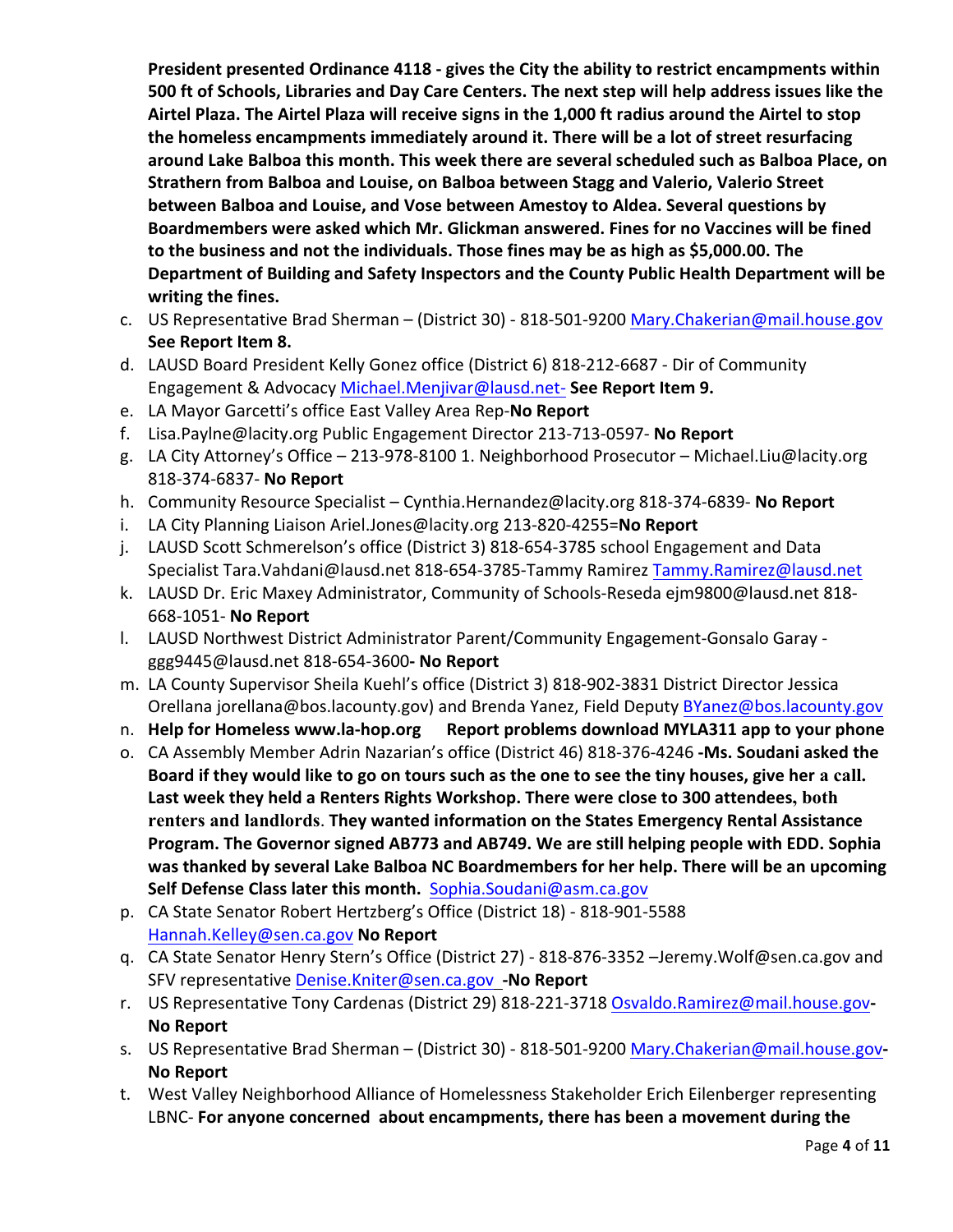**President presented Ordinance 4118 - gives the City the ability to restrict encampments within 500 ft of Schools, Libraries and Day Care Centers. The next step will help address issues like the Airtel Plaza. The Airtel Plaza will receive signs in the 1,000 ft radius around the Airtel to stop the homeless encampments immediately around it. There will be a lot of street resurfacing around Lake Balboa this month. This week there are several scheduled such as Balboa Place, on Strathern from Balboa and Louise, on Balboa between Stagg and Valerio, Valerio Street between Balboa and Louise, and Vose between Amestoy to Aldea. Several questions by Boardmembers were asked which Mr. Glickman answered. Fines for no Vaccines will be fined to the business and not the individuals. Those fines may be as high as $5,000.00. The Department of Building and Safety Inspectors and the County Public Health Department will be writing the fines.**

c. US Representative Brad Sherman – (District 30) - 818-501-9200 Mary.Chakerian@mail.house.gov **See Report Item 8.**
d. LAUSD Board President Kelly Gonez office (District 6) 818-212-6687 - Dir of Community Engagement & Advocacy Michael.Menjivar@lausd.net- **See Report Item 9.**
e. LA Mayor Garcetti's office East Valley Area Rep-**No Report**
f. Lisa.Paylne@lacity.org Public Engagement Director 213-713-0597- **No Report**
g. LA City Attorney's Office – 213-978-8100 1. Neighborhood Prosecutor – Michael.Liu@lacity.org 818-374-6837- **No Report**
h. Community Resource Specialist – Cynthia.Hernandez@lacity.org 818-374-6839- **No Report**
i. LA City Planning Liaison Ariel.Jones@lacity.org 213-820-4255=**No Report**
j. LAUSD Scott Schmerelson's office (District 3) 818-654-3785 school Engagement and Data Specialist Tara.Vahdani@lausd.net 818-654-3785-Tammy Ramirez Tammy.Ramirez@lausd.net
k. LAUSD Dr. Eric Maxey Administrator, Community of Schools-Reseda ejm9800@lausd.net 818-668-1051- **No Report**
l. LAUSD Northwest District Administrator Parent/Community Engagement-Gonsalo Garay - ggg9445@lausd.net 818-654-3600**- No Report**
m. LA County Supervisor Sheila Kuehl's office (District 3) 818-902-3831 District Director Jessica Orellana jorellana@bos.lacounty.gov) and Brenda Yanez, Field Deputy BYanez@bos.lacounty.gov
n. **Help for Homeless www.la-hop.org  Report problems download MYLA311 app to your phone**
o. CA Assembly Member Adrin Nazarian's office (District 46) 818-376-4246 **-Ms. Soudani asked the Board if they would like to go on tours such as the one to see the tiny houses, give her a call. Last week they held a Renters Rights Workshop. There were close to 300 attendees, both renters and landlords. They wanted information on the States Emergency Rental Assistance Program. The Governor signed AB773 and AB749. We are still helping people with EDD. Sophia was thanked by several Lake Balboa NC Boardmembers for her help. There will be an upcoming Self Defense Class later this month.** Sophia.Soudani@asm.ca.gov
p. CA State Senator Robert Hertzberg's Office (District 18) - 818-901-5588 Hannah.Kelley@sen.ca.gov **No Report**
q. CA State Senator Henry Stern's Office (District 27) - 818-876-3352 –Jeremy.Wolf@sen.ca.gov and SFV representative Denise.Kniter@sen.ca.gov **-No Report**
r. US Representative Tony Cardenas (District 29) 818-221-3718 Osvaldo.Ramirez@mail.house.gov**- No Report**
s. US Representative Brad Sherman – (District 30) - 818-501-9200 Mary.Chakerian@mail.house.gov**- No Report**
t. West Valley Neighborhood Alliance of Homelessness Stakeholder Erich Eilenberger representing LBNC- **For anyone concerned about encampments, there has been a movement during the**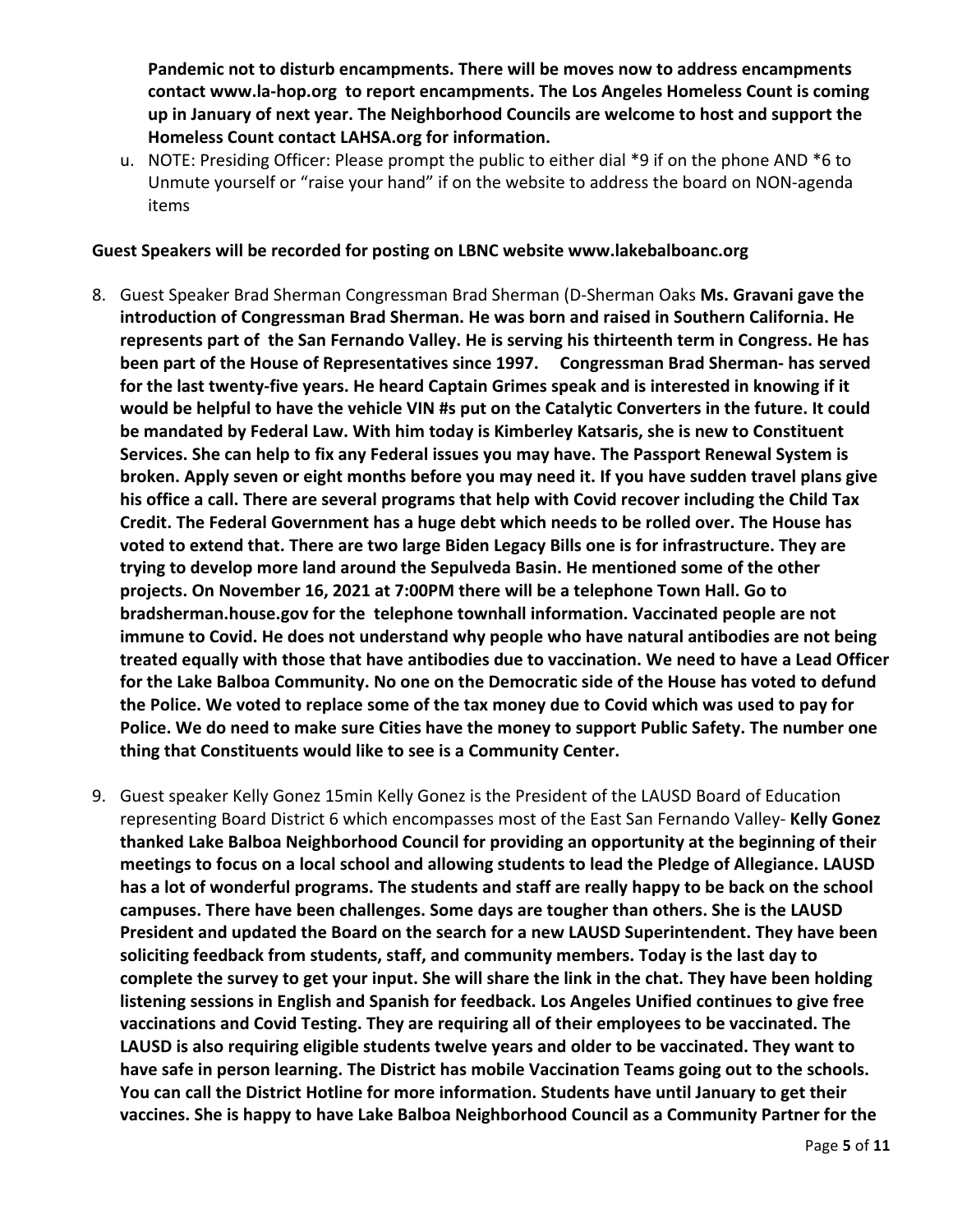**Pandemic not to disturb encampments. There will be moves now to address encampments contact www.la-hop.org to report encampments. The Los Angeles Homeless Count is coming up in January of next year. The Neighborhood Councils are welcome to host and support the Homeless Count contact LAHSA.org for information.**

u. NOTE: Presiding Officer: Please prompt the public to either dial *9 if on the phone AND *6 to Unmute yourself or "raise your hand" if on the website to address the board on NON-agenda items

**Guest Speakers will be recorded for posting on LBNC website www.lakebalboanc.org**

8. Guest Speaker Brad Sherman Congressman Brad Sherman (D-Sherman Oaks **Ms. Gravani gave the introduction of Congressman Brad Sherman. He was born and raised in Southern California. He represents part of the San Fernando Valley. He is serving his thirteenth term in Congress. He has been part of the House of Representatives since 1997. Congressman Brad Sherman- has served for the last twenty-five years. He heard Captain Grimes speak and is interested in knowing if it would be helpful to have the vehicle VIN #s put on the Catalytic Converters in the future. It could be mandated by Federal Law. With him today is Kimberley Katsaris, she is new to Constituent Services. She can help to fix any Federal issues you may have. The Passport Renewal System is broken. Apply seven or eight months before you may need it. If you have sudden travel plans give his office a call. There are several programs that help with Covid recover including the Child Tax Credit. The Federal Government has a huge debt which needs to be rolled over. The House has voted to extend that. There are two large Biden Legacy Bills one is for infrastructure. They are trying to develop more land around the Sepulveda Basin. He mentioned some of the other projects. On November 16, 2021 at 7:00PM there will be a telephone Town Hall. Go to bradsherman.house.gov for the telephone townhall information. Vaccinated people are not immune to Covid. He does not understand why people who have natural antibodies are not being treated equally with those that have antibodies due to vaccination. We need to have a Lead Officer for the Lake Balboa Community. No one on the Democratic side of the House has voted to defund the Police. We voted to replace some of the tax money due to Covid which was used to pay for Police. We do need to make sure Cities have the money to support Public Safety. The number one thing that Constituents would like to see is a Community Center.**

9. Guest speaker Kelly Gonez 15min Kelly Gonez is the President of the LAUSD Board of Education representing Board District 6 which encompasses most of the East San Fernando Valley- **Kelly Gonez thanked Lake Balboa Neighborhood Council for providing an opportunity at the beginning of their meetings to focus on a local school and allowing students to lead the Pledge of Allegiance. LAUSD has a lot of wonderful programs. The students and staff are really happy to be back on the school campuses. There have been challenges. Some days are tougher than others. She is the LAUSD President and updated the Board on the search for a new LAUSD Superintendent. They have been soliciting feedback from students, staff, and community members. Today is the last day to complete the survey to get your input. She will share the link in the chat. They have been holding listening sessions in English and Spanish for feedback. Los Angeles Unified continues to give free vaccinations and Covid Testing. They are requiring all of their employees to be vaccinated. The LAUSD is also requiring eligible students twelve years and older to be vaccinated. They want to have safe in person learning. The District has mobile Vaccination Teams going out to the schools. You can call the District Hotline for more information. Students have until January to get their vaccines. She is happy to have Lake Balboa Neighborhood Council as a Community Partner for the**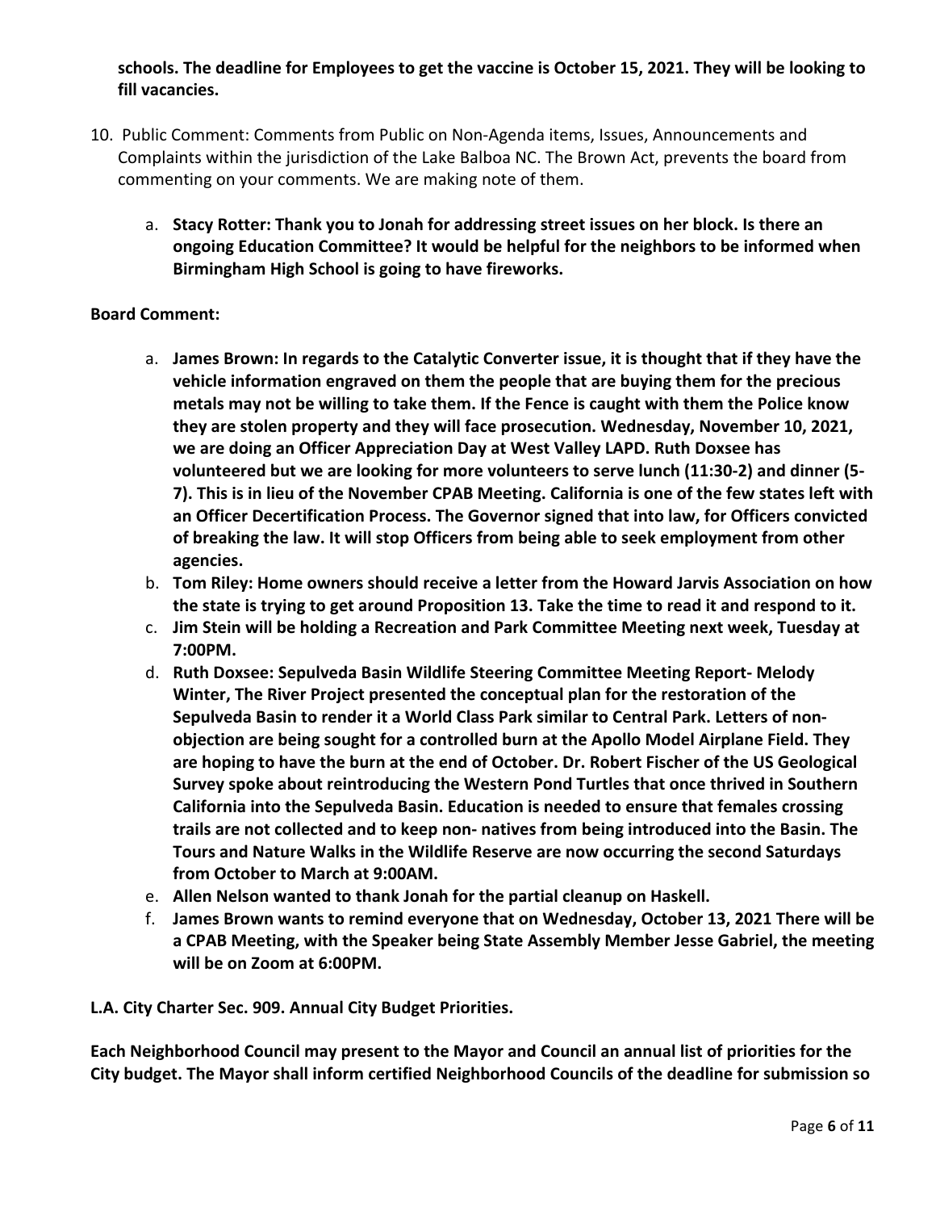**schools. The deadline for Employees to get the vaccine is October 15, 2021. They will be looking to fill vacancies.**

10. Public Comment: Comments from Public on Non-Agenda items, Issues, Announcements and Complaints within the jurisdiction of the Lake Balboa NC. The Brown Act, prevents the board from commenting on your comments. We are making note of them.

    a. **Stacy Rotter: Thank you to Jonah for addressing street issues on her block. Is there an ongoing Education Committee? It would be helpful for the neighbors to be informed when Birmingham High School is going to have fireworks.**

**Board Comment:**

a. **James Brown: In regards to the Catalytic Converter issue, it is thought that if they have the vehicle information engraved on them the people that are buying them for the precious metals may not be willing to take them. If the Fence is caught with them the Police know they are stolen property and they will face prosecution. Wednesday, November 10, 2021, we are doing an Officer Appreciation Day at West Valley LAPD. Ruth Doxsee has volunteered but we are looking for more volunteers to serve lunch (11:30-2) and dinner (5-7). This is in lieu of the November CPAB Meeting. California is one of the few states left with an Officer Decertification Process. The Governor signed that into law, for Officers convicted of breaking the law. It will stop Officers from being able to seek employment from other agencies.**
b. **Tom Riley: Home owners should receive a letter from the Howard Jarvis Association on how the state is trying to get around Proposition 13. Take the time to read it and respond to it.**
c. **Jim Stein will be holding a Recreation and Park Committee Meeting next week, Tuesday at 7:00PM.**
d. **Ruth Doxsee: Sepulveda Basin Wildlife Steering Committee Meeting Report- Melody Winter, The River Project presented the conceptual plan for the restoration of the Sepulveda Basin to render it a World Class Park similar to Central Park. Letters of non-objection are being sought for a controlled burn at the Apollo Model Airplane Field. They are hoping to have the burn at the end of October. Dr. Robert Fischer of the US Geological Survey spoke about reintroducing the Western Pond Turtles that once thrived in Southern California into the Sepulveda Basin. Education is needed to ensure that females crossing trails are not collected and to keep non- natives from being introduced into the Basin. The Tours and Nature Walks in the Wildlife Reserve are now occurring the second Saturdays from October to March at 9:00AM.**
e. **Allen Nelson wanted to thank Jonah for the partial cleanup on Haskell.**
f. **James Brown wants to remind everyone that on Wednesday, October 13, 2021 There will be a CPAB Meeting, with the Speaker being State Assembly Member Jesse Gabriel, the meeting will be on Zoom at 6:00PM.**

**L.A. City Charter Sec. 909. Annual City Budget Priorities.**

**Each Neighborhood Council may present to the Mayor and Council an annual list of priorities for the City budget. The Mayor shall inform certified Neighborhood Councils of the deadline for submission so**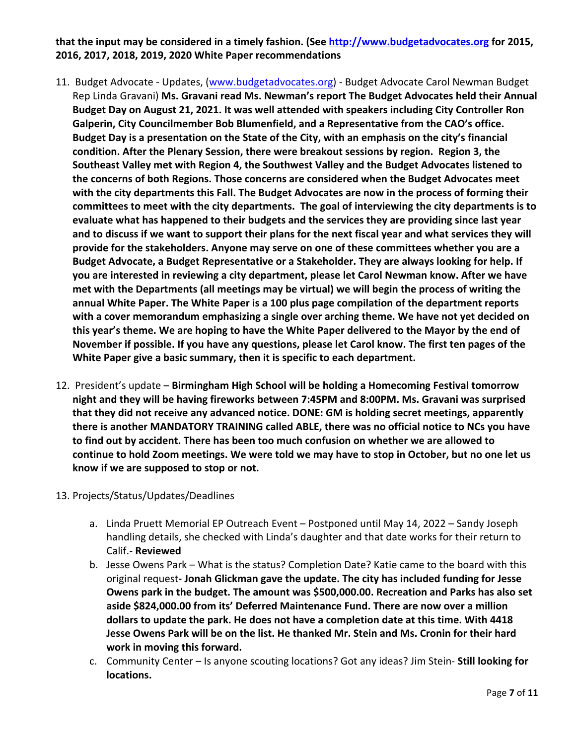**that the input may be considered in a timely fashion. (See [http://www.budgetadvocates.org](http://www.budgetadvocates.org) for 2015, 2016, 2017, 2018, 2019, 2020 White Paper recommendations**

11. Budget Advocate - Updates, ([www.budgetadvocates.org](www.budgetadvocates.org)) - Budget Advocate Carol Newman Budget Rep Linda Gravani) **Ms. Gravani read Ms. Newman's report The Budget Advocates held their Annual Budget Day on August 21, 2021. It was well attended with speakers including City Controller Ron Galperin, City Councilmember Bob Blumenfield, and a Representative from the CAO's office. Budget Day is a presentation on the State of the City, with an emphasis on the city's financial condition. After the Plenary Session, there were breakout sessions by region. Region 3, the Southeast Valley met with Region 4, the Southwest Valley and the Budget Advocates listened to the concerns of both Regions. Those concerns are considered when the Budget Advocates meet with the city departments this Fall. The Budget Advocates are now in the process of forming their committees to meet with the city departments. The goal of interviewing the city departments is to evaluate what has happened to their budgets and the services they are providing since last year and to discuss if we want to support their plans for the next fiscal year and what services they will provide for the stakeholders. Anyone may serve on one of these committees whether you are a Budget Advocate, a Budget Representative or a Stakeholder. They are always looking for help. If you are interested in reviewing a city department, please let Carol Newman know. After we have met with the Departments (all meetings may be virtual) we will begin the process of writing the annual White Paper. The White Paper is a 100 plus page compilation of the department reports with a cover memorandum emphasizing a single over arching theme. We have not yet decided on this year's theme. We are hoping to have the White Paper delivered to the Mayor by the end of November if possible. If you have any questions, please let Carol know. The first ten pages of the White Paper give a basic summary, then it is specific to each department.**

12. President's update – **Birmingham High School will be holding a Homecoming Festival tomorrow night and they will be having fireworks between 7:45PM and 8:00PM. Ms. Gravani was surprised that they did not receive any advanced notice. DONE: GM is holding secret meetings, apparently there is another MANDATORY TRAINING called ABLE, there was no official notice to NCs you have to find out by accident. There has been too much confusion on whether we are allowed to continue to hold Zoom meetings. We were told we may have to stop in October, but no one let us know if we are supposed to stop or not.**

13. Projects/Status/Updates/Deadlines

    a. Linda Pruett Memorial EP Outreach Event – Postponed until May 14, 2022 – Sandy Joseph handling details, she checked with Linda's daughter and that date works for their return to Calif.- **Reviewed**

    b. Jesse Owens Park – What is the status? Completion Date? Katie came to the board with this original request**- Jonah Glickman gave the update. The city has included funding for Jesse Owens park in the budget. The amount was $500,000.00. Recreation and Parks has also set aside $824,000.00 from its' Deferred Maintenance Fund. There are now over a million dollars to update the park. He does not have a completion date at this time. With 4418 Jesse Owens Park will be on the list. He thanked Mr. Stein and Ms. Cronin for their hard work in moving this forward.**

    c. Community Center – Is anyone scouting locations? Got any ideas? Jim Stein- **Still looking for locations.**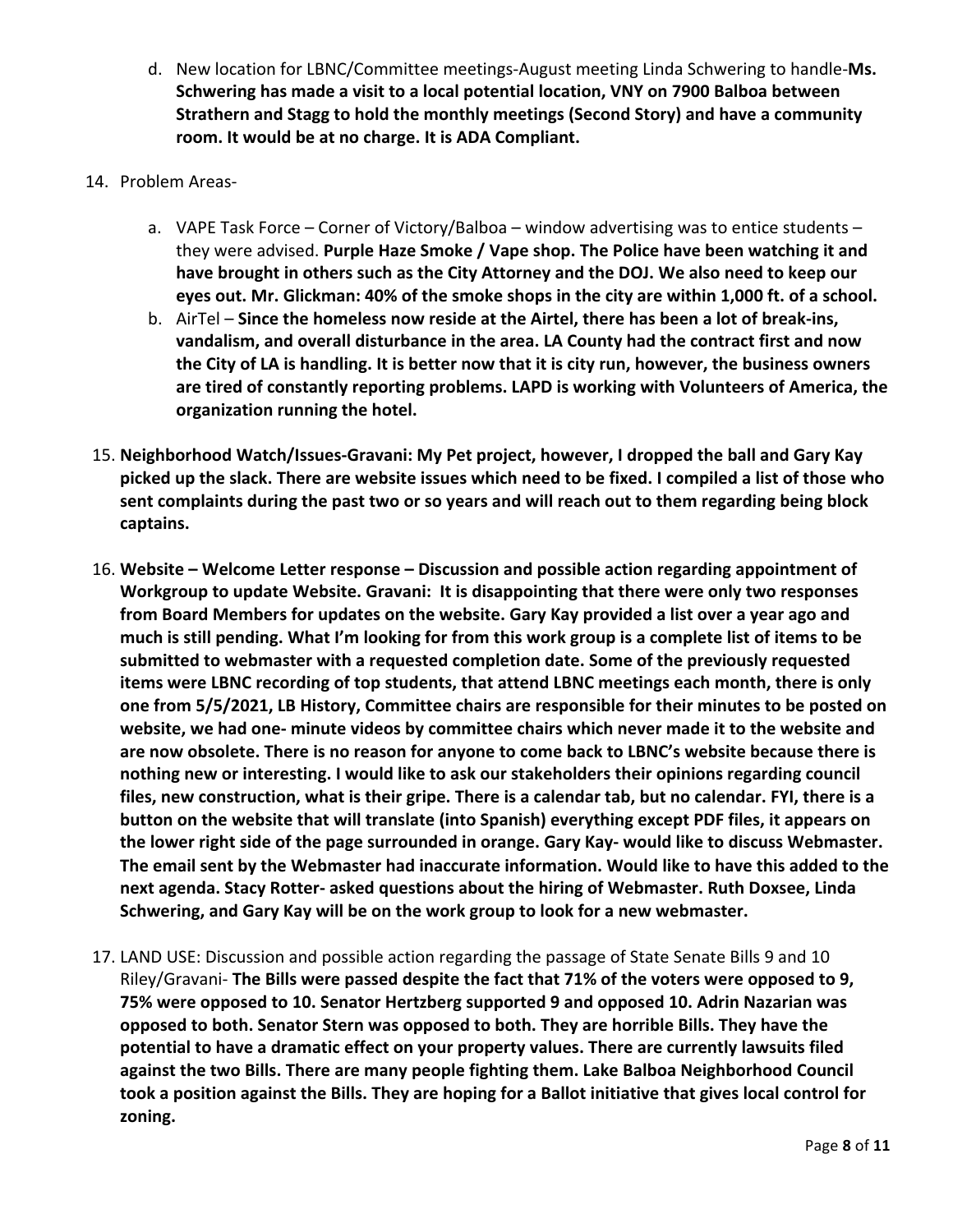d. New location for LBNC/Committee meetings-August meeting Linda Schwering to handle-**Ms. Schwering has made a visit to a local potential location, VNY on 7900 Balboa between Strathern and Stagg to hold the monthly meetings (Second Story) and have a community room. It would be at no charge. It is ADA Compliant.**

14. Problem Areas-

    a. VAPE Task Force – Corner of Victory/Balboa – window advertising was to entice students – they were advised. **Purple Haze Smoke / Vape shop. The Police have been watching it and have brought in others such as the City Attorney and the DOJ. We also need to keep our eyes out. Mr. Glickman: 40% of the smoke shops in the city are within 1,000 ft. of a school.**

    b. AirTel – **Since the homeless now reside at the Airtel, there has been a lot of break-ins, vandalism, and overall disturbance in the area. LA County had the contract first and now the City of LA is handling. It is better now that it is city run, however, the business owners are tired of constantly reporting problems. LAPD is working with Volunteers of America, the organization running the hotel.**

15. **Neighborhood Watch/Issues-Gravani: My Pet project, however, I dropped the ball and Gary Kay picked up the slack. There are website issues which need to be fixed. I compiled a list of those who sent complaints during the past two or so years and will reach out to them regarding being block captains.**

16. **Website – Welcome Letter response – Discussion and possible action regarding appointment of Workgroup to update Website. Gravani: It is disappointing that there were only two responses from Board Members for updates on the website. Gary Kay provided a list over a year ago and much is still pending. What I'm looking for from this work group is a complete list of items to be submitted to webmaster with a requested completion date. Some of the previously requested items were LBNC recording of top students, that attend LBNC meetings each month, there is only one from 5/5/2021, LB History, Committee chairs are responsible for their minutes to be posted on website, we had one- minute videos by committee chairs which never made it to the website and are now obsolete. There is no reason for anyone to come back to LBNC's website because there is nothing new or interesting. I would like to ask our stakeholders their opinions regarding council files, new construction, what is their gripe. There is a calendar tab, but no calendar. FYI, there is a button on the website that will translate (into Spanish) everything except PDF files, it appears on the lower right side of the page surrounded in orange. Gary Kay- would like to discuss Webmaster. The email sent by the Webmaster had inaccurate information. Would like to have this added to the next agenda. Stacy Rotter- asked questions about the hiring of Webmaster. Ruth Doxsee, Linda Schwering, and Gary Kay will be on the work group to look for a new webmaster.**

17. LAND USE: Discussion and possible action regarding the passage of State Senate Bills 9 and 10 Riley/Gravani- **The Bills were passed despite the fact that 71% of the voters were opposed to 9, 75% were opposed to 10. Senator Hertzberg supported 9 and opposed 10. Adrin Nazarian was opposed to both. Senator Stern was opposed to both. They are horrible Bills. They have the potential to have a dramatic effect on your property values. There are currently lawsuits filed against the two Bills. There are many people fighting them. Lake Balboa Neighborhood Council took a position against the Bills. They are hoping for a Ballot initiative that gives local control for zoning.**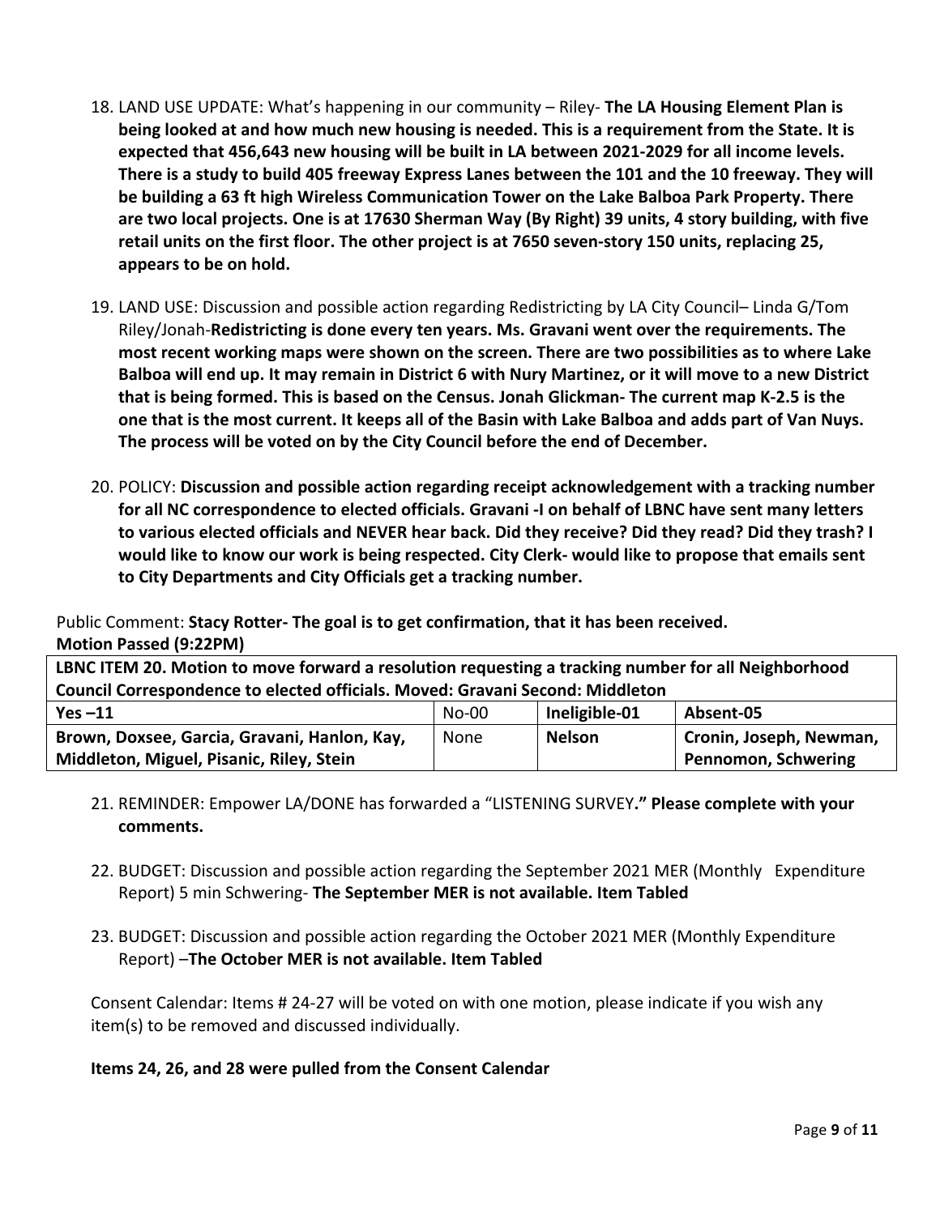18. LAND USE UPDATE: What's happening in our community – Riley- **The LA Housing Element Plan is being looked at and how much new housing is needed. This is a requirement from the State. It is expected that 456,643 new housing will be built in LA between 2021-2029 for all income levels. There is a study to build 405 freeway Express Lanes between the 101 and the 10 freeway. They will be building a 63 ft high Wireless Communication Tower on the Lake Balboa Park Property. There are two local projects. One is at 17630 Sherman Way (By Right) 39 units, 4 story building, with five retail units on the first floor. The other project is at 7650 seven-story 150 units, replacing 25, appears to be on hold.**

19. LAND USE: Discussion and possible action regarding Redistricting by LA City Council– Linda G/Tom Riley/Jonah-**Redistricting is done every ten years. Ms. Gravani went over the requirements. The most recent working maps were shown on the screen. There are two possibilities as to where Lake Balboa will end up. It may remain in District 6 with Nury Martinez, or it will move to a new District that is being formed. This is based on the Census. Jonah Glickman- The current map K-2.5 is the one that is the most current. It keeps all of the Basin with Lake Balboa and adds part of Van Nuys. The process will be voted on by the City Council before the end of December.**

20. POLICY: **Discussion and possible action regarding receipt acknowledgement with a tracking number for all NC correspondence to elected officials. Gravani -I on behalf of LBNC have sent many letters to various elected officials and NEVER hear back. Did they receive? Did they read? Did they trash? I would like to know our work is being respected. City Clerk- would like to propose that emails sent to City Departments and City Officials get a tracking number.**

Public Comment: **Stacy Rotter- The goal is to get confirmation, that it has been received.**
**Motion Passed (9:22PM)**

| **LBNC ITEM 20. Motion to move forward a resolution requesting a tracking number for all Neighborhood Council Correspondence to elected officials. Moved: Gravani Second: Middleton** | | | |
|---|---|---|---|
| **Yes –11** | No-00 | **Ineligible-01** | **Absent-05** |
| **Brown, Doxsee, Garcia, Gravani, Hanlon, Kay, Middleton, Miguel, Pisanic, Riley, Stein** | None | **Nelson** | **Cronin, Joseph, Newman, Pennomon, Schwering** |

21. REMINDER: Empower LA/DONE has forwarded a "LISTENING SURVEY**." Please complete with your comments.**

22. BUDGET: Discussion and possible action regarding the September 2021 MER (Monthly Expenditure Report) 5 min Schwering- **The September MER is not available. Item Tabled**

23. BUDGET: Discussion and possible action regarding the October 2021 MER (Monthly Expenditure Report) –**The October MER is not available. Item Tabled**

Consent Calendar: Items # 24-27 will be voted on with one motion, please indicate if you wish any item(s) to be removed and discussed individually.

**Items 24, 26, and 28 were pulled from the Consent Calendar**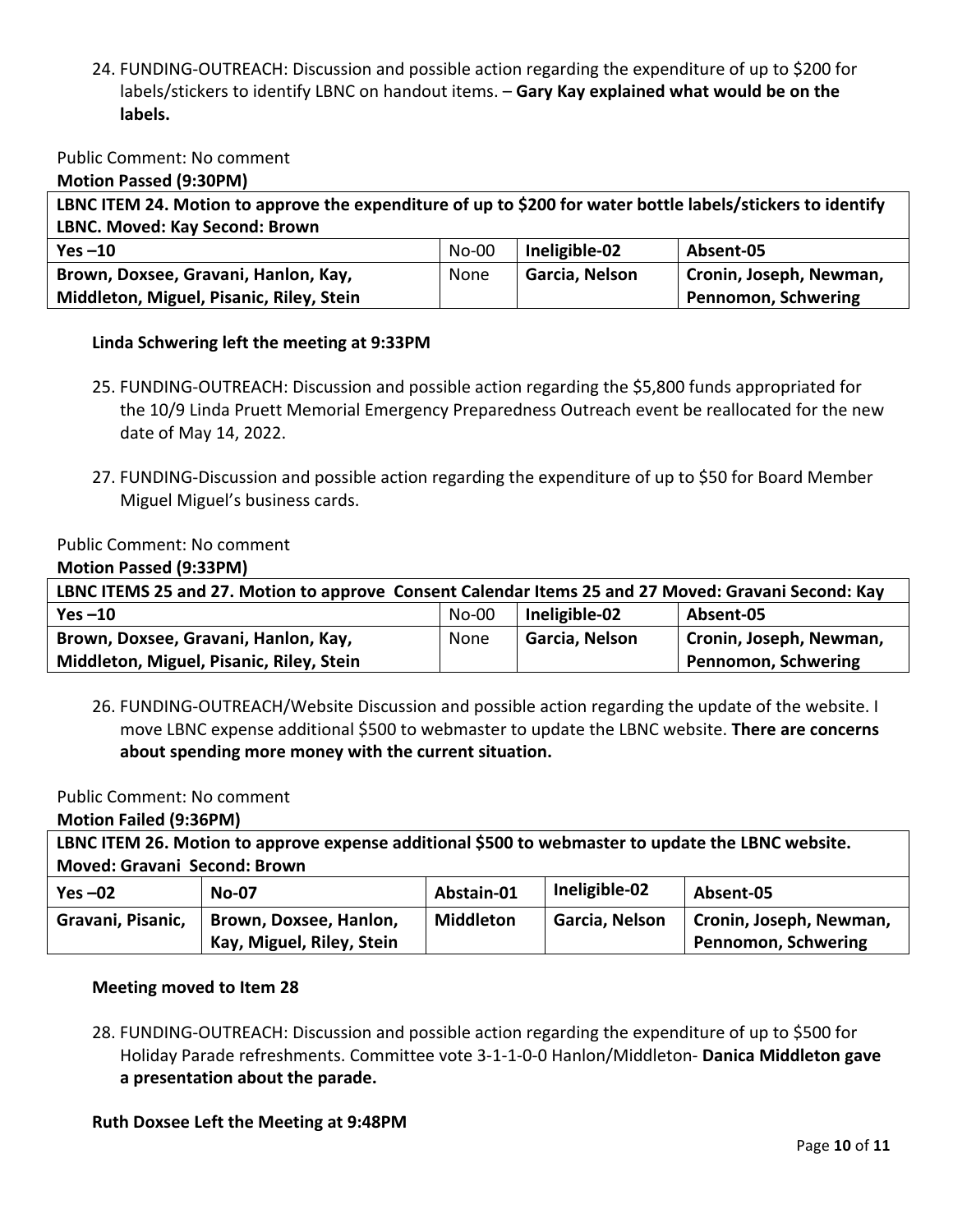24. FUNDING-OUTREACH: Discussion and possible action regarding the expenditure of up to $200 for labels/stickers to identify LBNC on handout items. – **Gary Kay explained what would be on the labels.**

Public Comment: No comment

**Motion Passed (9:30PM)**

| LBNC ITEM 24. Motion to approve the expenditure of up to $200 for water bottle labels/stickers to identify LBNC. Moved: Kay Second: Brown | | | |
|---|---|---|---|
| **Yes –10** | No-00 | **Ineligible-02** | **Absent-05** |
| **Brown, Doxsee, Gravani, Hanlon, Kay, Middleton, Miguel, Pisanic, Riley, Stein** | None | **Garcia, Nelson** | **Cronin, Joseph, Newman, Pennomon, Schwering** |

**Linda Schwering left the meeting at 9:33PM**

25. FUNDING-OUTREACH: Discussion and possible action regarding the $5,800 funds appropriated for the 10/9 Linda Pruett Memorial Emergency Preparedness Outreach event be reallocated for the new date of May 14, 2022.

27. FUNDING-Discussion and possible action regarding the expenditure of up to $50 for Board Member Miguel Miguel's business cards.

Public Comment: No comment

**Motion Passed (9:33PM)**

| LBNC ITEMS 25 and 27. Motion to approve Consent Calendar Items 25 and 27 Moved: Gravani Second: Kay | | | |
|---|---|---|---|
| **Yes –10** | No-00 | **Ineligible-02** | **Absent-05** |
| **Brown, Doxsee, Gravani, Hanlon, Kay, Middleton, Miguel, Pisanic, Riley, Stein** | None | **Garcia, Nelson** | **Cronin, Joseph, Newman, Pennomon, Schwering** |

26. FUNDING-OUTREACH/Website Discussion and possible action regarding the update of the website. I move LBNC expense additional $500 to webmaster to update the LBNC website. **There are concerns about spending more money with the current situation.**

Public Comment: No comment

**Motion Failed (9:36PM)**

| LBNC ITEM 26. Motion to approve expense additional $500 to webmaster to update the LBNC website. Moved: Gravani Second: Brown | | | | |
|---|---|---|---|---|
| **Yes –02** | **No-07** | **Abstain-01** | **Ineligible-02** | **Absent-05** |
| **Gravani, Pisanic,** | **Brown, Doxsee, Hanlon, Kay, Miguel, Riley, Stein** | **Middleton** | **Garcia, Nelson** | **Cronin, Joseph, Newman, Pennomon, Schwering** |

**Meeting moved to Item 28**

28. FUNDING-OUTREACH: Discussion and possible action regarding the expenditure of up to $500 for Holiday Parade refreshments. Committee vote 3-1-1-0-0 Hanlon/Middleton- **Danica Middleton gave a presentation about the parade.**

**Ruth Doxsee Left the Meeting at 9:48PM**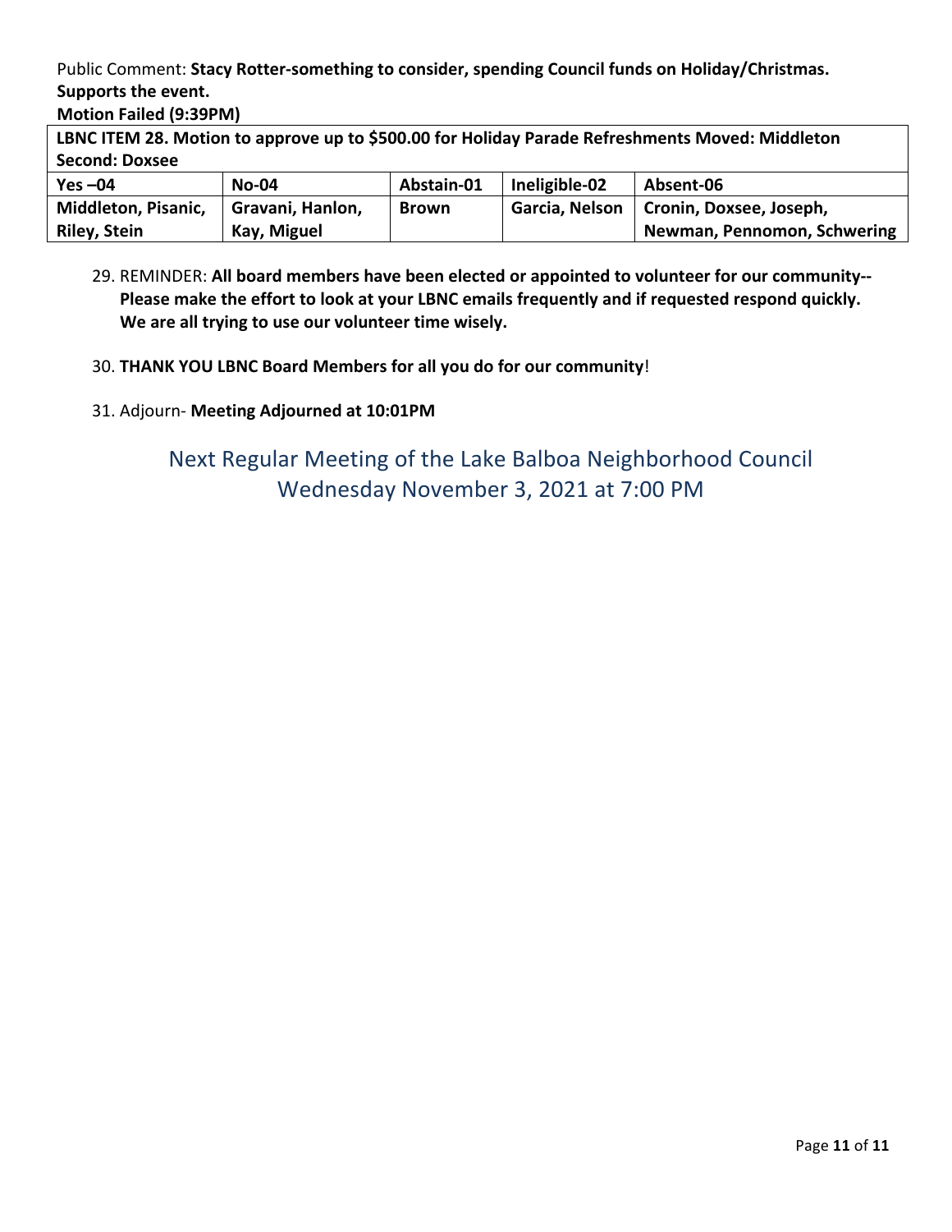Public Comment: **Stacy Rotter-something to consider, spending Council funds on Holiday/Christmas. Supports the event.**

**Motion Failed (9:39PM)**

| **LBNC ITEM 28. Motion to approve up to $500.00 for Holiday Parade Refreshments Moved: Middleton Second: Doxsee** | | | | |
|---|---|---|---|---|
| **Yes –04** | **No-04** | **Abstain-01** | **Ineligible-02** | **Absent-06** |
| **Middleton, Pisanic, Riley, Stein** | **Gravani, Hanlon, Kay, Miguel** | **Brown** | **Garcia, Nelson** | **Cronin, Doxsee, Joseph, Newman, Pennomon, Schwering** |

29. REMINDER: **All board members have been elected or appointed to volunteer for our community--Please make the effort to look at your LBNC emails frequently and if requested respond quickly. We are all trying to use our volunteer time wisely.**

30. **THANK YOU LBNC Board Members for all you do for our community**!

31. Adjourn- **Meeting Adjourned at 10:01PM**

## Next Regular Meeting of the Lake Balboa Neighborhood Council Wednesday November 3, 2021 at 7:00 PM